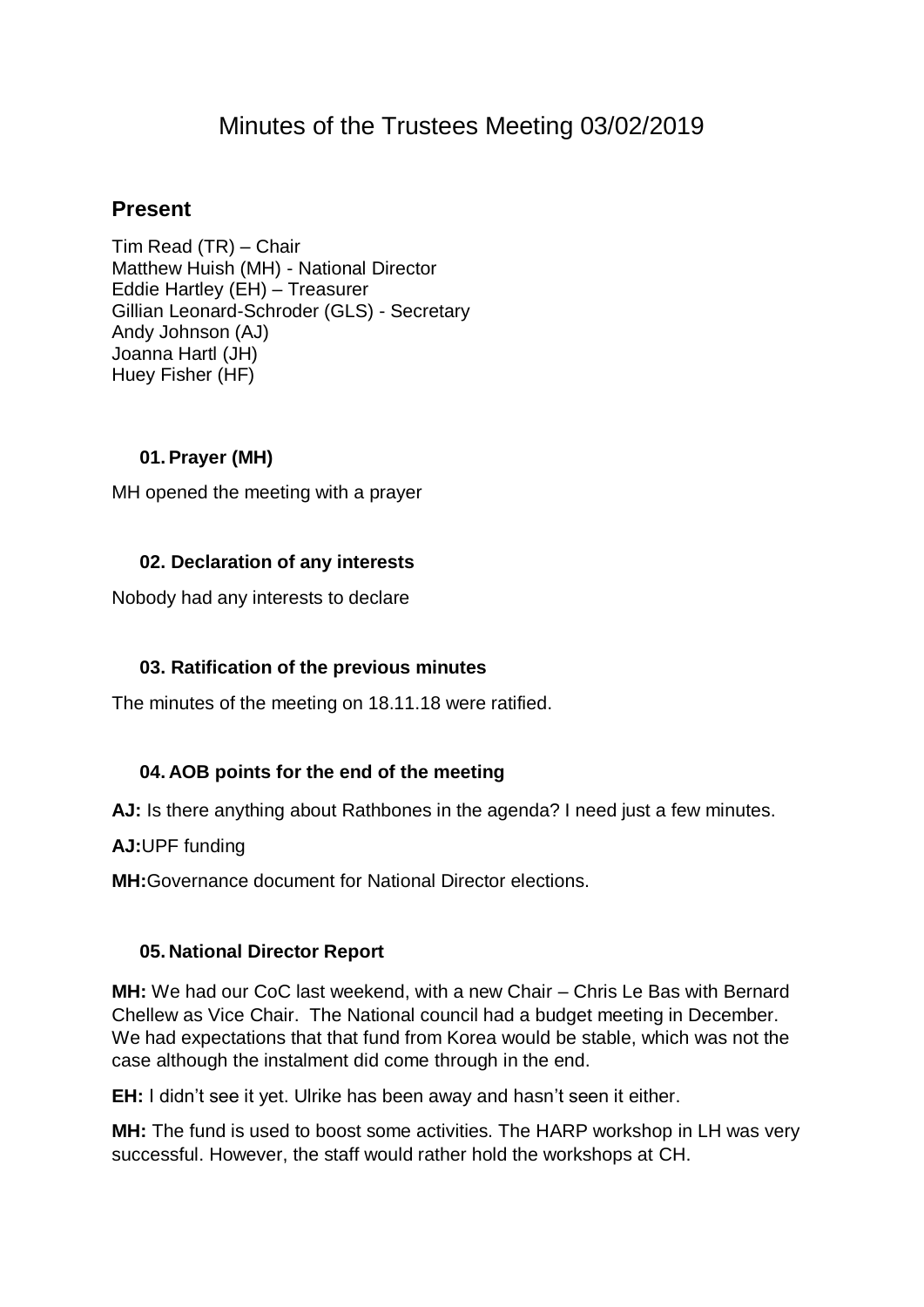# Minutes of the Trustees Meeting 03/02/2019

## Present

Tim Read (TR) – Chair
Matthew Huish (MH) - National Director
Eddie Hartley (EH) – Treasurer
Gillian Leonard-Schroder (GLS) - Secretary
Andy Johnson (AJ)
Joanna Hartl (JH)
Huey Fisher (HF)

### 01. Prayer (MH)

MH opened the meeting with a prayer

### 02. Declaration of any interests

Nobody had any interests to declare

### 03. Ratification of the previous minutes

The minutes of the meeting on 18.11.18 were ratified.

### 04. AOB points for the end of the meeting

**AJ:** Is there anything about Rathbones in the agenda? I need just a few minutes.

**AJ:**UPF funding

**MH:**Governance document for National Director elections.

### 05. National Director Report

**MH:** We had our CoC last weekend, with a new Chair – Chris Le Bas with Bernard Chellew as Vice Chair. The National council had a budget meeting in December. We had expectations that that fund from Korea would be stable, which was not the case although the instalment did come through in the end.

**EH:** I didn't see it yet. Ulrike has been away and hasn't seen it either.

**MH:** The fund is used to boost some activities. The HARP workshop in LH was very successful. However, the staff would rather hold the workshops at CH.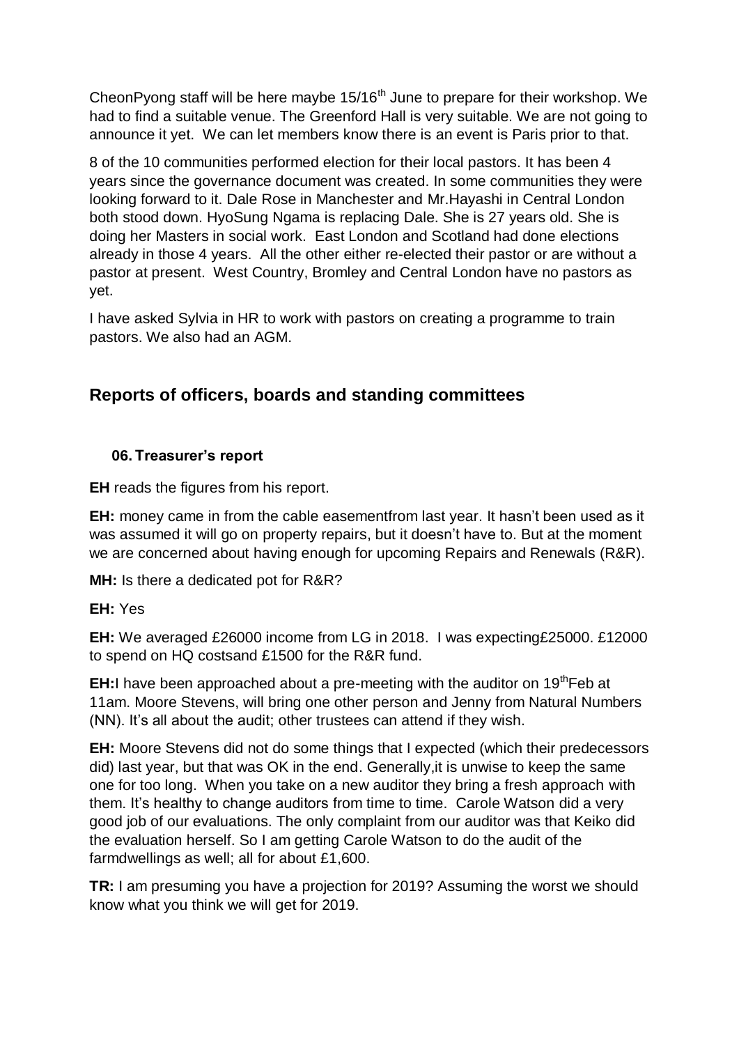CheonPyong staff will be here maybe 15/16th June to prepare for their workshop. We had to find a suitable venue. The Greenford Hall is very suitable. We are not going to announce it yet. We can let members know there is an event is Paris prior to that.

8 of the 10 communities performed election for their local pastors. It has been 4 years since the governance document was created. In some communities they were looking forward to it. Dale Rose in Manchester and Mr.Hayashi in Central London both stood down. HyoSung Ngama is replacing Dale. She is 27 years old. She is doing her Masters in social work. East London and Scotland had done elections already in those 4 years. All the other either re-elected their pastor or are without a pastor at present. West Country, Bromley and Central London have no pastors as yet.

I have asked Sylvia in HR to work with pastors on creating a programme to train pastors. We also had an AGM.

## Reports of officers, boards and standing committees

### 06. Treasurer's report

**EH** reads the figures from his report.

**EH:** money came in from the cable easementfrom last year. It hasn't been used as it was assumed it will go on property repairs, but it doesn't have to. But at the moment we are concerned about having enough for upcoming Repairs and Renewals (R&R).

**MH:** Is there a dedicated pot for R&R?

**EH:** Yes

**EH:** We averaged £26000 income from LG in 2018. I was expecting£25000. £12000 to spend on HQ costsand £1500 for the R&R fund.

**EH:**I have been approached about a pre-meeting with the auditor on 19thFeb at 11am. Moore Stevens, will bring one other person and Jenny from Natural Numbers (NN). It's all about the audit; other trustees can attend if they wish.

**EH:** Moore Stevens did not do some things that I expected (which their predecessors did) last year, but that was OK in the end. Generally,it is unwise to keep the same one for too long. When you take on a new auditor they bring a fresh approach with them. It's healthy to change auditors from time to time. Carole Watson did a very good job of our evaluations. The only complaint from our auditor was that Keiko did the evaluation herself. So I am getting Carole Watson to do the audit of the farmdwellings as well; all for about £1,600.

**TR:** I am presuming you have a projection for 2019? Assuming the worst we should know what you think we will get for 2019.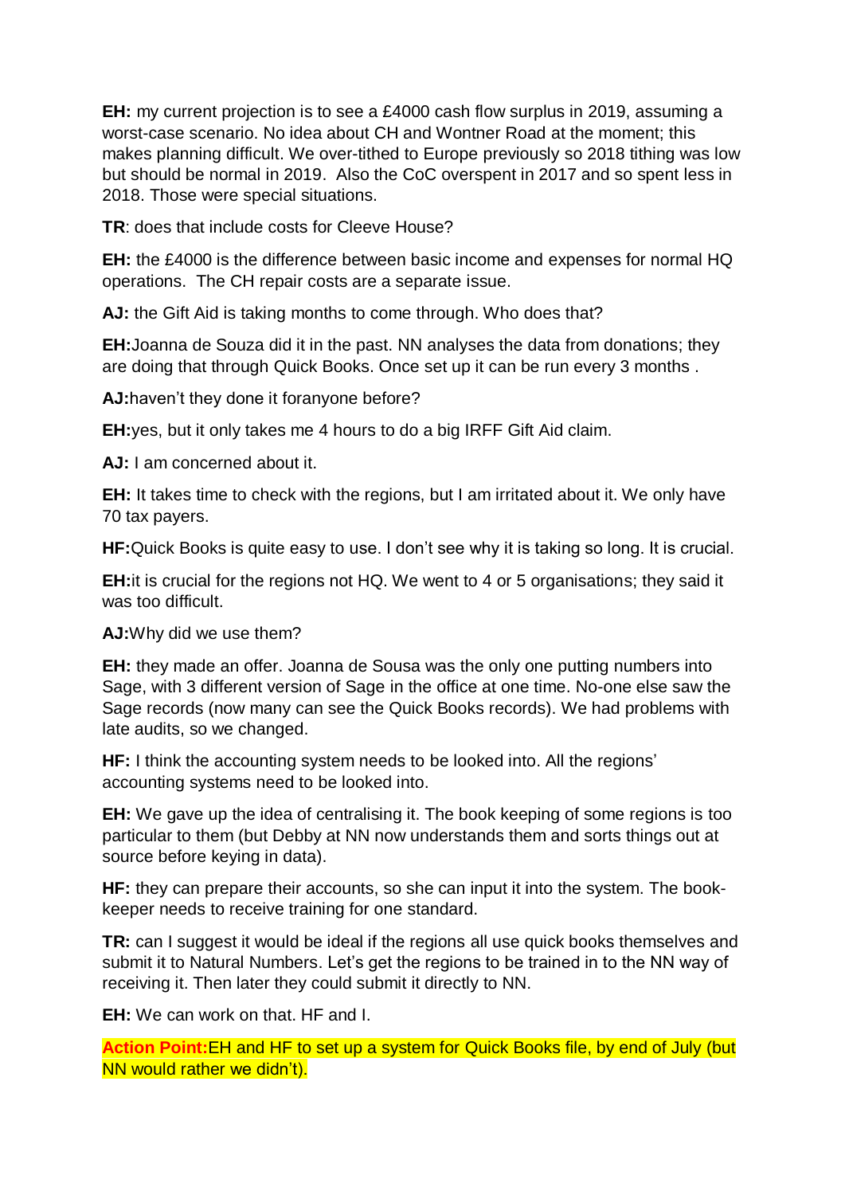**EH:** my current projection is to see a £4000 cash flow surplus in 2019, assuming a worst-case scenario. No idea about CH and Wontner Road at the moment; this makes planning difficult. We over-tithed to Europe previously so 2018 tithing was low but should be normal in 2019. Also the CoC overspent in 2017 and so spent less in 2018. Those were special situations.

**TR**: does that include costs for Cleeve House?

**EH:** the £4000 is the difference between basic income and expenses for normal HQ operations. The CH repair costs are a separate issue.

**AJ:** the Gift Aid is taking months to come through. Who does that?

**EH:**Joanna de Souza did it in the past. NN analyses the data from donations; they are doing that through Quick Books. Once set up it can be run every 3 months .

**AJ:**haven't they done it foranyone before?

**EH:**yes, but it only takes me 4 hours to do a big IRFF Gift Aid claim.

**AJ:** I am concerned about it.

**EH:** It takes time to check with the regions, but I am irritated about it. We only have 70 tax payers.

**HF:**Quick Books is quite easy to use. I don't see why it is taking so long. It is crucial.

**EH:**it is crucial for the regions not HQ. We went to 4 or 5 organisations; they said it was too difficult.

**AJ:**Why did we use them?

**EH:** they made an offer. Joanna de Sousa was the only one putting numbers into Sage, with 3 different version of Sage in the office at one time. No-one else saw the Sage records (now many can see the Quick Books records). We had problems with late audits, so we changed.

**HF:** I think the accounting system needs to be looked into. All the regions' accounting systems need to be looked into.

**EH:** We gave up the idea of centralising it. The book keeping of some regions is too particular to them (but Debby at NN now understands them and sorts things out at source before keying in data).

**HF:** they can prepare their accounts, so she can input it into the system. The book-keeper needs to receive training for one standard.

**TR:** can I suggest it would be ideal if the regions all use quick books themselves and submit it to Natural Numbers. Let's get the regions to be trained in to the NN way of receiving it. Then later they could submit it directly to NN.

**EH:** We can work on that. HF and I.

**Action Point:**EH and HF to set up a system for Quick Books file, by end of July (but NN would rather we didn't).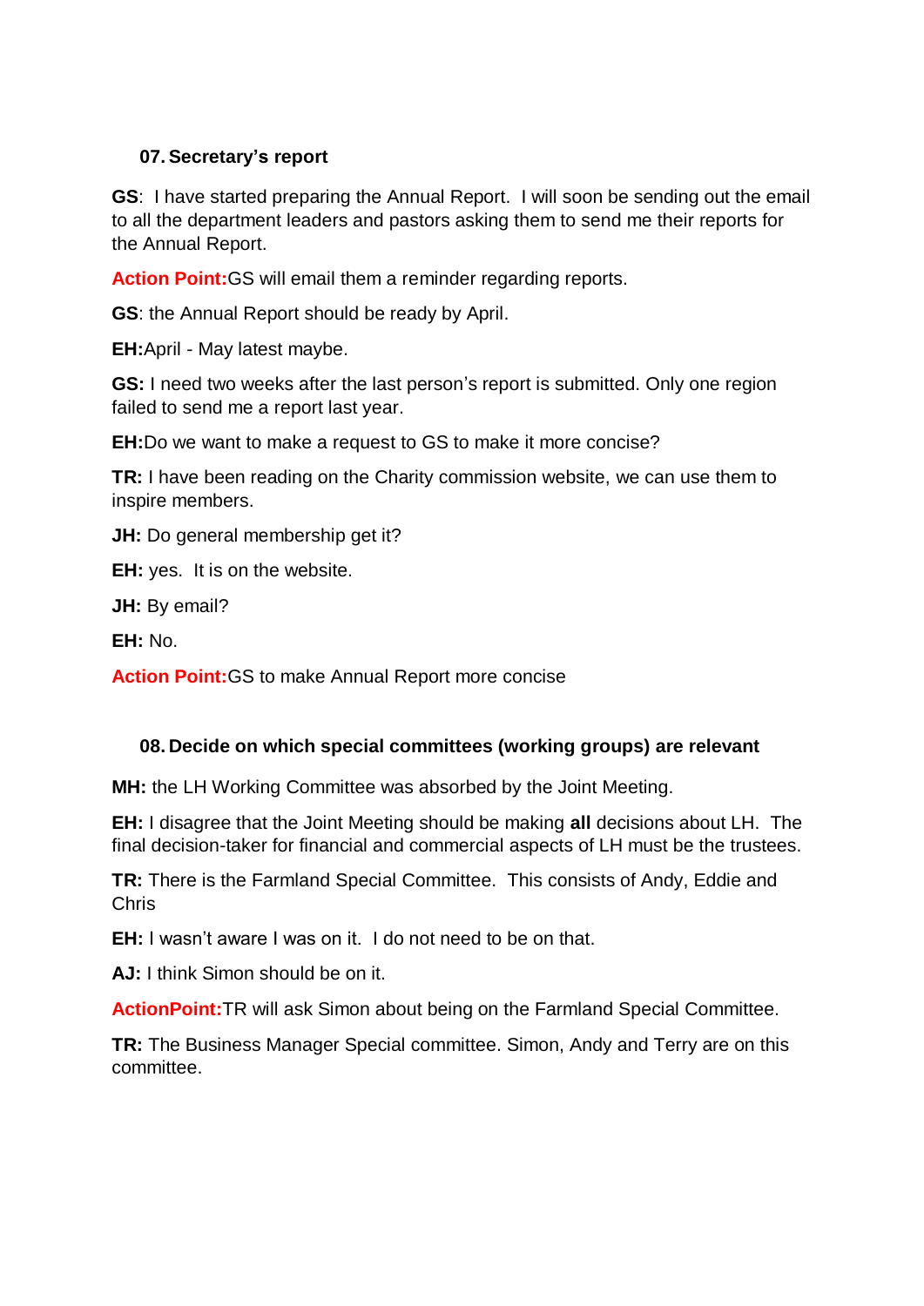### 07. Secretary's report

**GS**: I have started preparing the Annual Report. I will soon be sending out the email to all the department leaders and pastors asking them to send me their reports for the Annual Report.

**Action Point:**GS will email them a reminder regarding reports.

**GS**: the Annual Report should be ready by April.

**EH:**April - May latest maybe.

**GS:** I need two weeks after the last person's report is submitted. Only one region failed to send me a report last year.

**EH:**Do we want to make a request to GS to make it more concise?

**TR:** I have been reading on the Charity commission website, we can use them to inspire members.

**JH:** Do general membership get it?

**EH:** yes. It is on the website.

**JH:** By email?

**EH:** No.

**Action Point:**GS to make Annual Report more concise

### 08. Decide on which special committees (working groups) are relevant

**MH:** the LH Working Committee was absorbed by the Joint Meeting.

**EH:** I disagree that the Joint Meeting should be making **all** decisions about LH. The final decision-taker for financial and commercial aspects of LH must be the trustees.

**TR:** There is the Farmland Special Committee. This consists of Andy, Eddie and Chris

**EH:** I wasn't aware I was on it. I do not need to be on that.

**AJ:** I think Simon should be on it.

**ActionPoint:**TR will ask Simon about being on the Farmland Special Committee.

**TR:** The Business Manager Special committee. Simon, Andy and Terry are on this committee.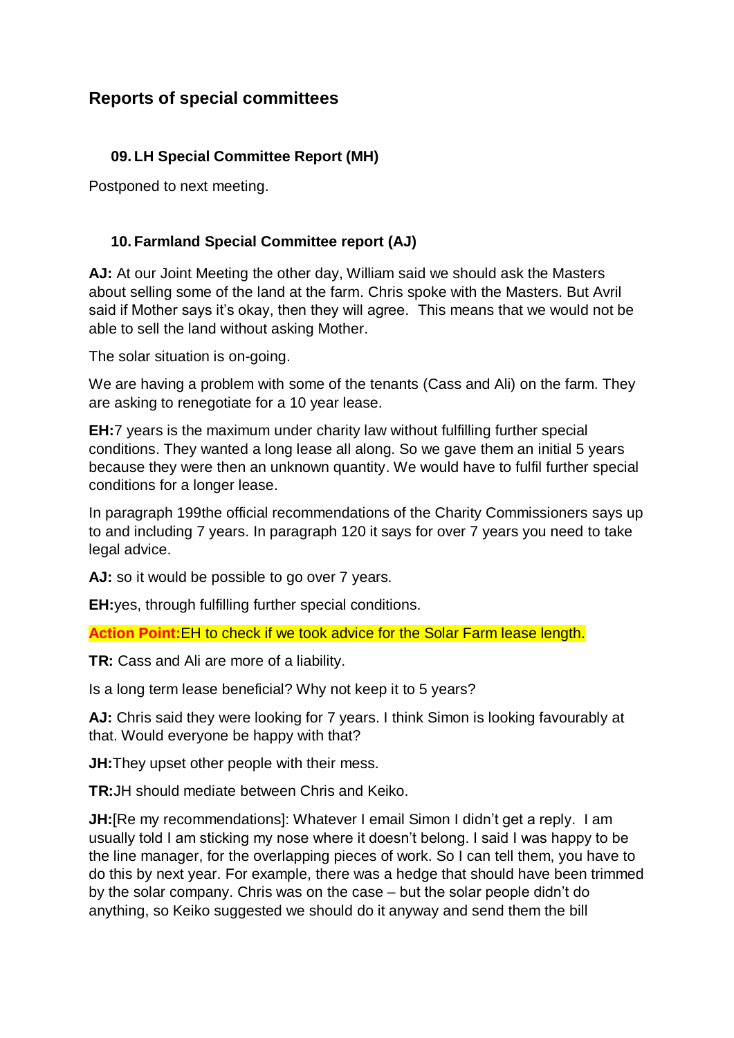## Reports of special committees

### 09. LH Special Committee Report (MH)

Postponed to next meeting.

### 10. Farmland Special Committee report (AJ)

**AJ:** At our Joint Meeting the other day, William said we should ask the Masters about selling some of the land at the farm. Chris spoke with the Masters. But Avril said if Mother says it's okay, then they will agree. This means that we would not be able to sell the land without asking Mother.

The solar situation is on-going.

We are having a problem with some of the tenants (Cass and Ali) on the farm. They are asking to renegotiate for a 10 year lease.

**EH:**7 years is the maximum under charity law without fulfilling further special conditions. They wanted a long lease all along. So we gave them an initial 5 years because they were then an unknown quantity. We would have to fulfil further special conditions for a longer lease.

In paragraph 199the official recommendations of the Charity Commissioners says up to and including 7 years. In paragraph 120 it says for over 7 years you need to take legal advice.

**AJ:** so it would be possible to go over 7 years.

**EH:**yes, through fulfilling further special conditions.

**Action Point:**EH to check if we took advice for the Solar Farm lease length.

**TR:** Cass and Ali are more of a liability.

Is a long term lease beneficial? Why not keep it to 5 years?

**AJ:** Chris said they were looking for 7 years. I think Simon is looking favourably at that. Would everyone be happy with that?

**JH:**They upset other people with their mess.

**TR:**JH should mediate between Chris and Keiko.

**JH:**[Re my recommendations]: Whatever I email Simon I didn't get a reply. I am usually told I am sticking my nose where it doesn't belong. I said I was happy to be the line manager, for the overlapping pieces of work. So I can tell them, you have to do this by next year. For example, there was a hedge that should have been trimmed by the solar company. Chris was on the case – but the solar people didn't do anything, so Keiko suggested we should do it anyway and send them the bill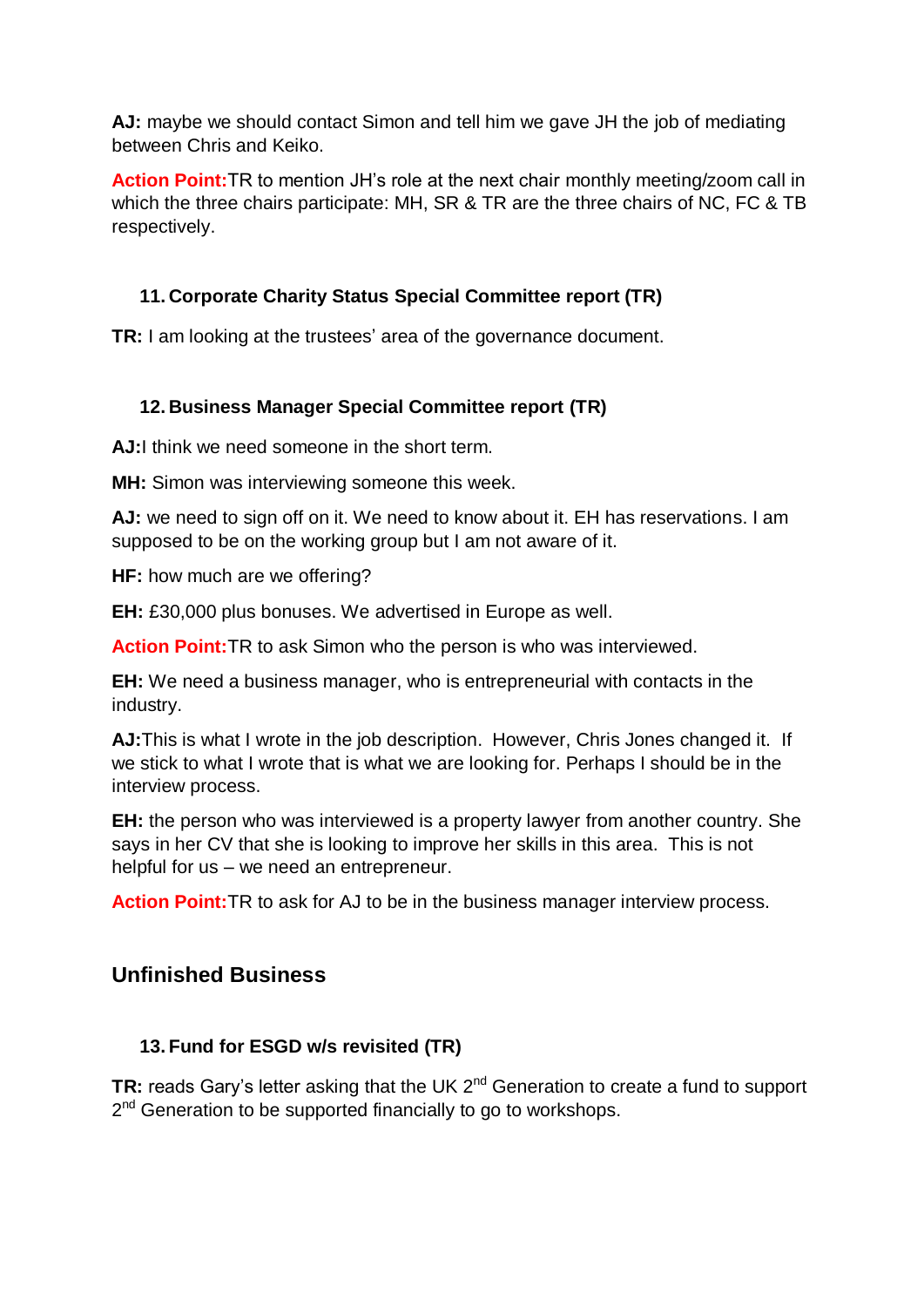**AJ:** maybe we should contact Simon and tell him we gave JH the job of mediating between Chris and Keiko.

**Action Point:** TR to mention JH's role at the next chair monthly meeting/zoom call in which the three chairs participate: MH, SR & TR are the three chairs of NC, FC & TB respectively.

### 11. Corporate Charity Status Special Committee report (TR)

**TR:** I am looking at the trustees' area of the governance document.

### 12. Business Manager Special Committee report (TR)

**AJ:** I think we need someone in the short term.

**MH:** Simon was interviewing someone this week.

**AJ:** we need to sign off on it. We need to know about it. EH has reservations. I am supposed to be on the working group but I am not aware of it.

**HF:** how much are we offering?

**EH:** £30,000 plus bonuses. We advertised in Europe as well.

**Action Point:** TR to ask Simon who the person is who was interviewed.

**EH:** We need a business manager, who is entrepreneurial with contacts in the industry.

**AJ:** This is what I wrote in the job description. However, Chris Jones changed it. If we stick to what I wrote that is what we are looking for. Perhaps I should be in the interview process.

**EH:** the person who was interviewed is a property lawyer from another country. She says in her CV that she is looking to improve her skills in this area. This is not helpful for us – we need an entrepreneur.

**Action Point:** TR to ask for AJ to be in the business manager interview process.

## Unfinished Business

### 13. Fund for ESGD w/s revisited (TR)

**TR:** reads Gary's letter asking that the UK 2nd Generation to create a fund to support 2nd Generation to be supported financially to go to workshops.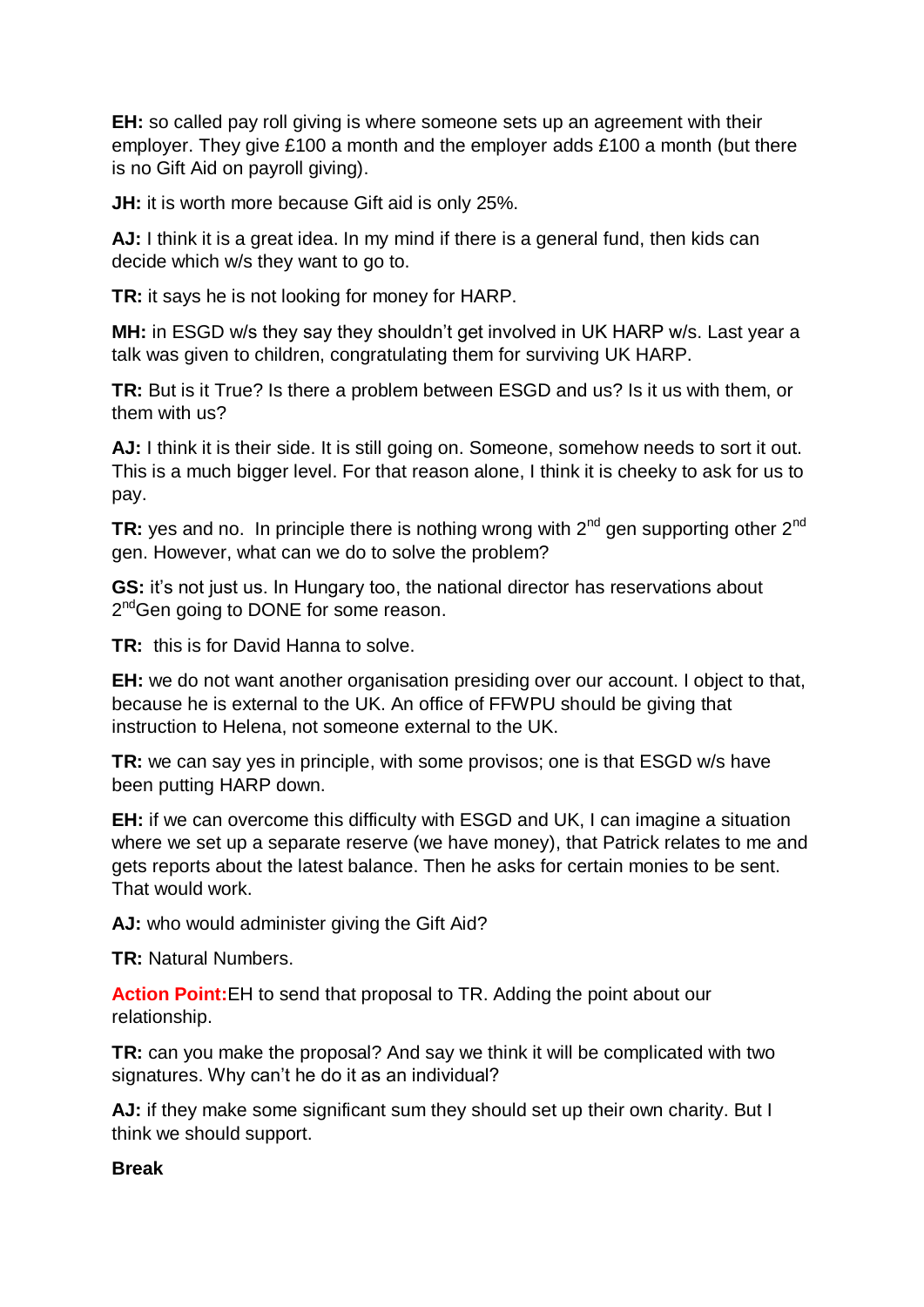**EH:** so called pay roll giving is where someone sets up an agreement with their employer. They give £100 a month and the employer adds £100 a month (but there is no Gift Aid on payroll giving).

**JH:** it is worth more because Gift aid is only 25%.

**AJ:** I think it is a great idea. In my mind if there is a general fund, then kids can decide which w/s they want to go to.

**TR:** it says he is not looking for money for HARP.

**MH:** in ESGD w/s they say they shouldn't get involved in UK HARP w/s. Last year a talk was given to children, congratulating them for surviving UK HARP.

**TR:** But is it True? Is there a problem between ESGD and us? Is it us with them, or them with us?

**AJ:** I think it is their side. It is still going on. Someone, somehow needs to sort it out. This is a much bigger level. For that reason alone, I think it is cheeky to ask for us to pay.

**TR:** yes and no. In principle there is nothing wrong with 2nd gen supporting other 2nd gen. However, what can we do to solve the problem?

**GS:** it's not just us. In Hungary too, the national director has reservations about 2ndGen going to DONE for some reason.

**TR:** this is for David Hanna to solve.

**EH:** we do not want another organisation presiding over our account. I object to that, because he is external to the UK. An office of FFWPU should be giving that instruction to Helena, not someone external to the UK.

**TR:** we can say yes in principle, with some provisos; one is that ESGD w/s have been putting HARP down.

**EH:** if we can overcome this difficulty with ESGD and UK, I can imagine a situation where we set up a separate reserve (we have money), that Patrick relates to me and gets reports about the latest balance. Then he asks for certain monies to be sent. That would work.

**AJ:** who would administer giving the Gift Aid?

**TR:** Natural Numbers.

**Action Point:** EH to send that proposal to TR. Adding the point about our relationship.

**TR:** can you make the proposal? And say we think it will be complicated with two signatures. Why can't he do it as an individual?

**AJ:** if they make some significant sum they should set up their own charity. But I think we should support.

**Break**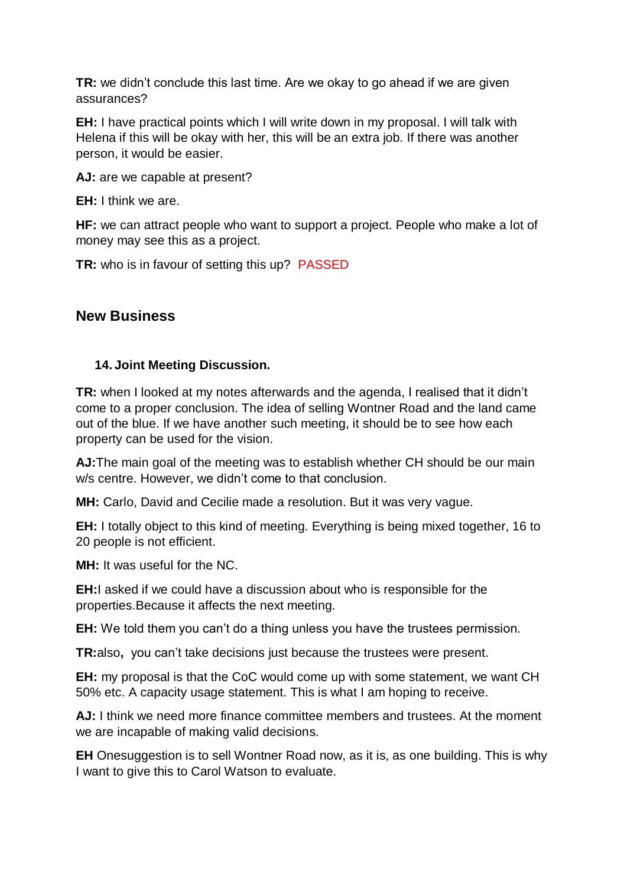**TR:** we didn't conclude this last time. Are we okay to go ahead if we are given assurances?

**EH:** I have practical points which I will write down in my proposal. I will talk with Helena if this will be okay with her, this will be an extra job. If there was another person, it would be easier.

**AJ:** are we capable at present?

**EH:** I think we are.

**HF:** we can attract people who want to support a project. People who make a lot of money may see this as a project.

**TR:** who is in favour of setting this up? PASSED

## New Business

### 14. Joint Meeting Discussion.

**TR:** when I looked at my notes afterwards and the agenda, I realised that it didn't come to a proper conclusion. The idea of selling Wontner Road and the land came out of the blue. If we have another such meeting, it should be to see how each property can be used for the vision.

**AJ:**The main goal of the meeting was to establish whether CH should be our main w/s centre. However, we didn't come to that conclusion.

**MH:** Carlo, David and Cecilie made a resolution. But it was very vague.

**EH:** I totally object to this kind of meeting. Everything is being mixed together, 16 to 20 people is not efficient.

**MH:** It was useful for the NC.

**EH:**I asked if we could have a discussion about who is responsible for the properties.Because it affects the next meeting.

**EH:** We told them you can't do a thing unless you have the trustees permission.

**TR:**also**,** you can't take decisions just because the trustees were present.

**EH:** my proposal is that the CoC would come up with some statement, we want CH 50% etc. A capacity usage statement. This is what I am hoping to receive.

**AJ:** I think we need more finance committee members and trustees. At the moment we are incapable of making valid decisions.

**EH** Onesuggestion is to sell Wontner Road now, as it is, as one building. This is why I want to give this to Carol Watson to evaluate.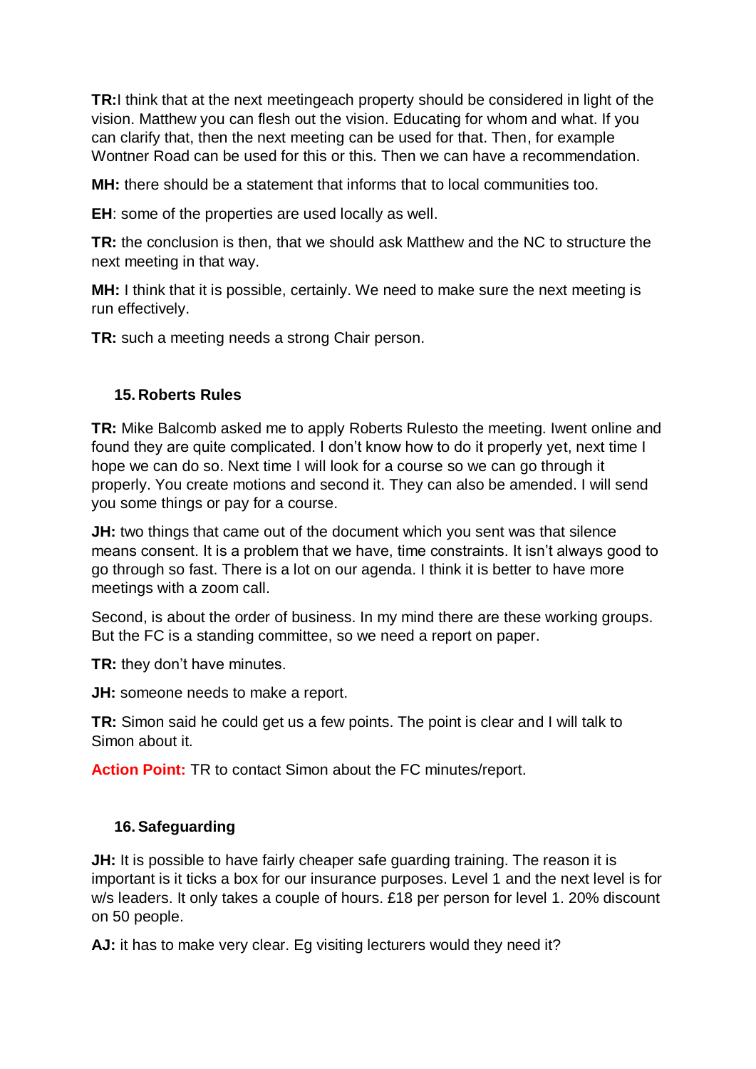**TR:**I think that at the next meetingeach property should be considered in light of the vision. Matthew you can flesh out the vision. Educating for whom and what. If you can clarify that, then the next meeting can be used for that. Then, for example Wontner Road can be used for this or this. Then we can have a recommendation.

**MH:** there should be a statement that informs that to local communities too.

**EH**: some of the properties are used locally as well.

**TR:** the conclusion is then, that we should ask Matthew and the NC to structure the next meeting in that way.

**MH:** I think that it is possible, certainly. We need to make sure the next meeting is run effectively.

**TR:** such a meeting needs a strong Chair person.

### 15. Roberts Rules

**TR:** Mike Balcomb asked me to apply Roberts Rulesto the meeting. Iwent online and found they are quite complicated. I don't know how to do it properly yet, next time I hope we can do so. Next time I will look for a course so we can go through it properly. You create motions and second it. They can also be amended. I will send you some things or pay for a course.

**JH:** two things that came out of the document which you sent was that silence means consent. It is a problem that we have, time constraints. It isn't always good to go through so fast. There is a lot on our agenda. I think it is better to have more meetings with a zoom call.

Second, is about the order of business. In my mind there are these working groups. But the FC is a standing committee, so we need a report on paper.

**TR:** they don't have minutes.

**JH:** someone needs to make a report.

**TR:** Simon said he could get us a few points. The point is clear and I will talk to Simon about it.

**Action Point:** TR to contact Simon about the FC minutes/report.

### 16. Safeguarding

**JH:** It is possible to have fairly cheaper safe guarding training. The reason it is important is it ticks a box for our insurance purposes. Level 1 and the next level is for w/s leaders. It only takes a couple of hours. £18 per person for level 1. 20% discount on 50 people.

**AJ:** it has to make very clear. Eg visiting lecturers would they need it?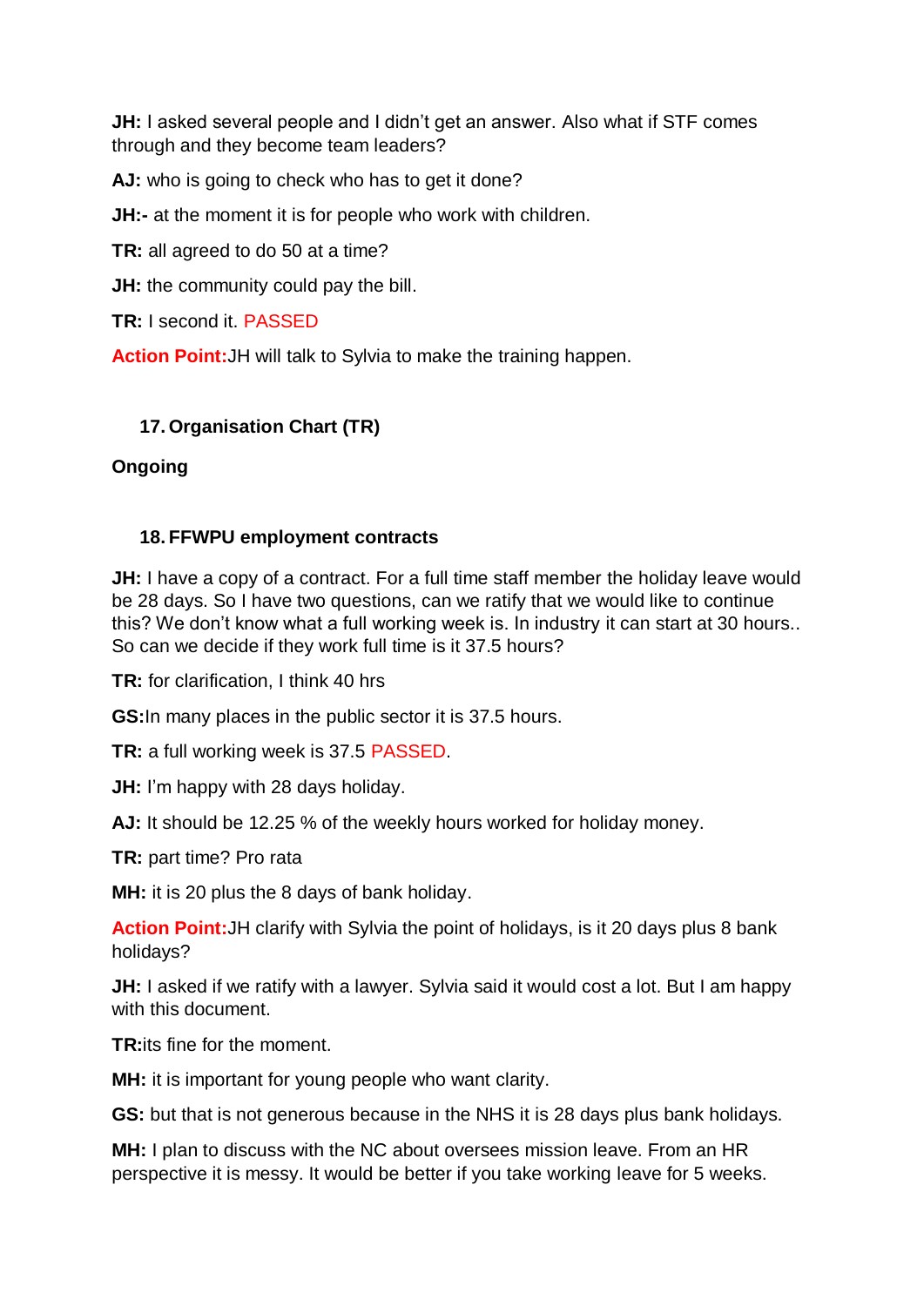**JH:** I asked several people and I didn't get an answer. Also what if STF comes through and they become team leaders?

**AJ:** who is going to check who has to get it done?

**JH:-** at the moment it is for people who work with children.

**TR:** all agreed to do 50 at a time?

**JH:** the community could pay the bill.

**TR:** I second it. PASSED

**Action Point:**JH will talk to Sylvia to make the training happen.

### 17. Organisation Chart (TR)

**Ongoing**

### 18. FFWPU employment contracts

**JH:** I have a copy of a contract. For a full time staff member the holiday leave would be 28 days. So I have two questions, can we ratify that we would like to continue this? We don't know what a full working week is. In industry it can start at 30 hours.. So can we decide if they work full time is it 37.5 hours?

**TR:** for clarification, I think 40 hrs

**GS:**In many places in the public sector it is 37.5 hours.

**TR:** a full working week is 37.5 PASSED.

**JH:** I'm happy with 28 days holiday.

**AJ:** It should be 12.25 % of the weekly hours worked for holiday money.

**TR:** part time? Pro rata

**MH:** it is 20 plus the 8 days of bank holiday.

**Action Point:**JH clarify with Sylvia the point of holidays, is it 20 days plus 8 bank holidays?

**JH:** I asked if we ratify with a lawyer. Sylvia said it would cost a lot. But I am happy with this document.

**TR:**its fine for the moment.

**MH:** it is important for young people who want clarity.

**GS:** but that is not generous because in the NHS it is 28 days plus bank holidays.

**MH:** I plan to discuss with the NC about oversees mission leave. From an HR perspective it is messy. It would be better if you take working leave for 5 weeks.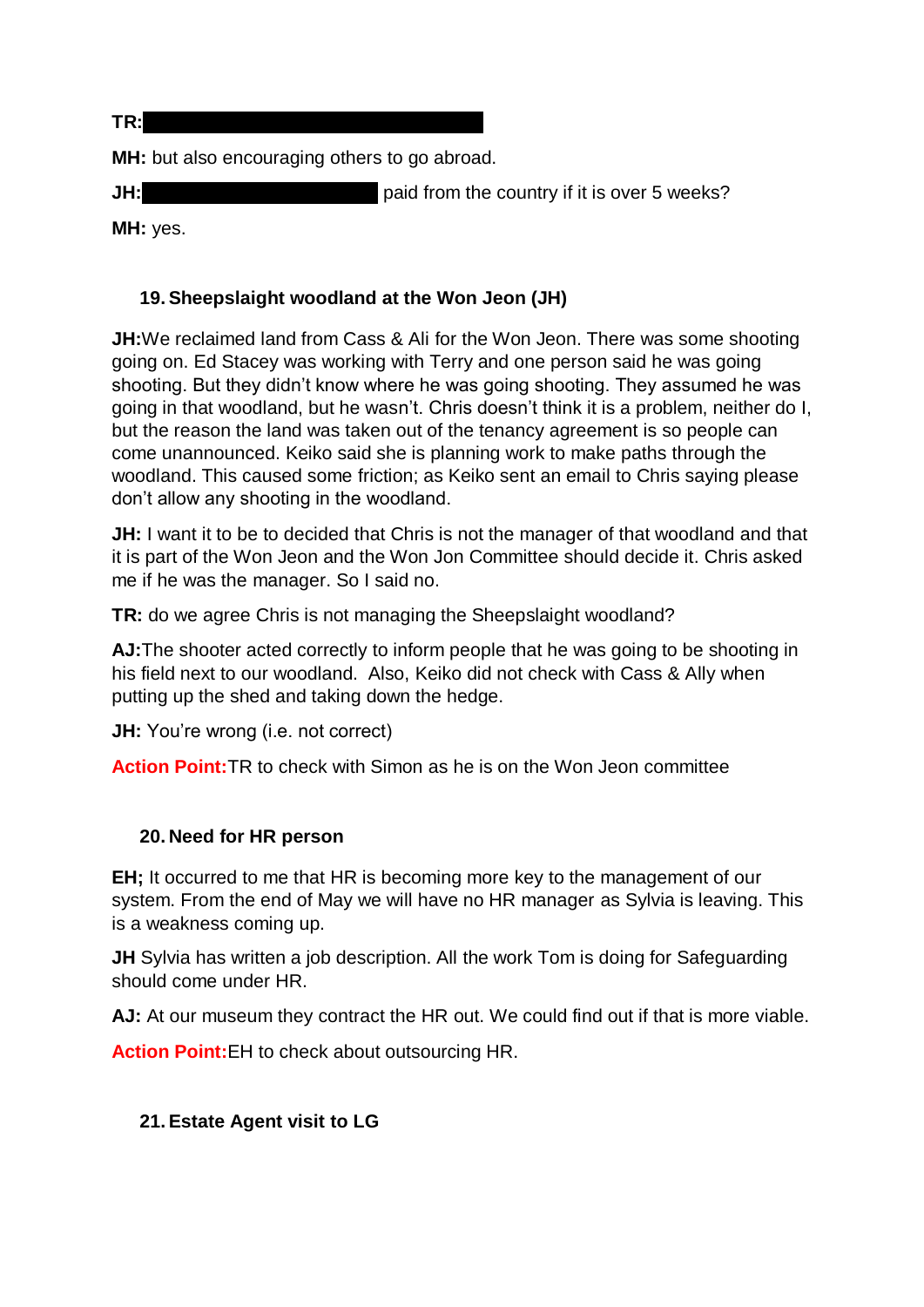**TR:** ████████████████████████

**MH:** but also encouraging others to go abroad.

**JH:** ████████████████ paid from the country if it is over 5 weeks?

**MH:** yes.

### 19. Sheepslaight woodland at the Won Jeon (JH)

**JH:**We reclaimed land from Cass & Ali for the Won Jeon. There was some shooting going on. Ed Stacey was working with Terry and one person said he was going shooting. But they didn't know where he was going shooting. They assumed he was going in that woodland, but he wasn't. Chris doesn't think it is a problem, neither do I, but the reason the land was taken out of the tenancy agreement is so people can come unannounced. Keiko said she is planning work to make paths through the woodland. This caused some friction; as Keiko sent an email to Chris saying please don't allow any shooting in the woodland.

**JH:** I want it to be to decided that Chris is not the manager of that woodland and that it is part of the Won Jeon and the Won Jon Committee should decide it. Chris asked me if he was the manager. So I said no.

**TR:** do we agree Chris is not managing the Sheepslaight woodland?

**AJ:**The shooter acted correctly to inform people that he was going to be shooting in his field next to our woodland. Also, Keiko did not check with Cass & Ally when putting up the shed and taking down the hedge.

**JH:** You're wrong (i.e. not correct)

**Action Point:**TR to check with Simon as he is on the Won Jeon committee

### 20. Need for HR person

**EH;** It occurred to me that HR is becoming more key to the management of our system. From the end of May we will have no HR manager as Sylvia is leaving. This is a weakness coming up.

**JH** Sylvia has written a job description. All the work Tom is doing for Safeguarding should come under HR.

**AJ:** At our museum they contract the HR out. We could find out if that is more viable.

**Action Point:**EH to check about outsourcing HR.

### 21. Estate Agent visit to LG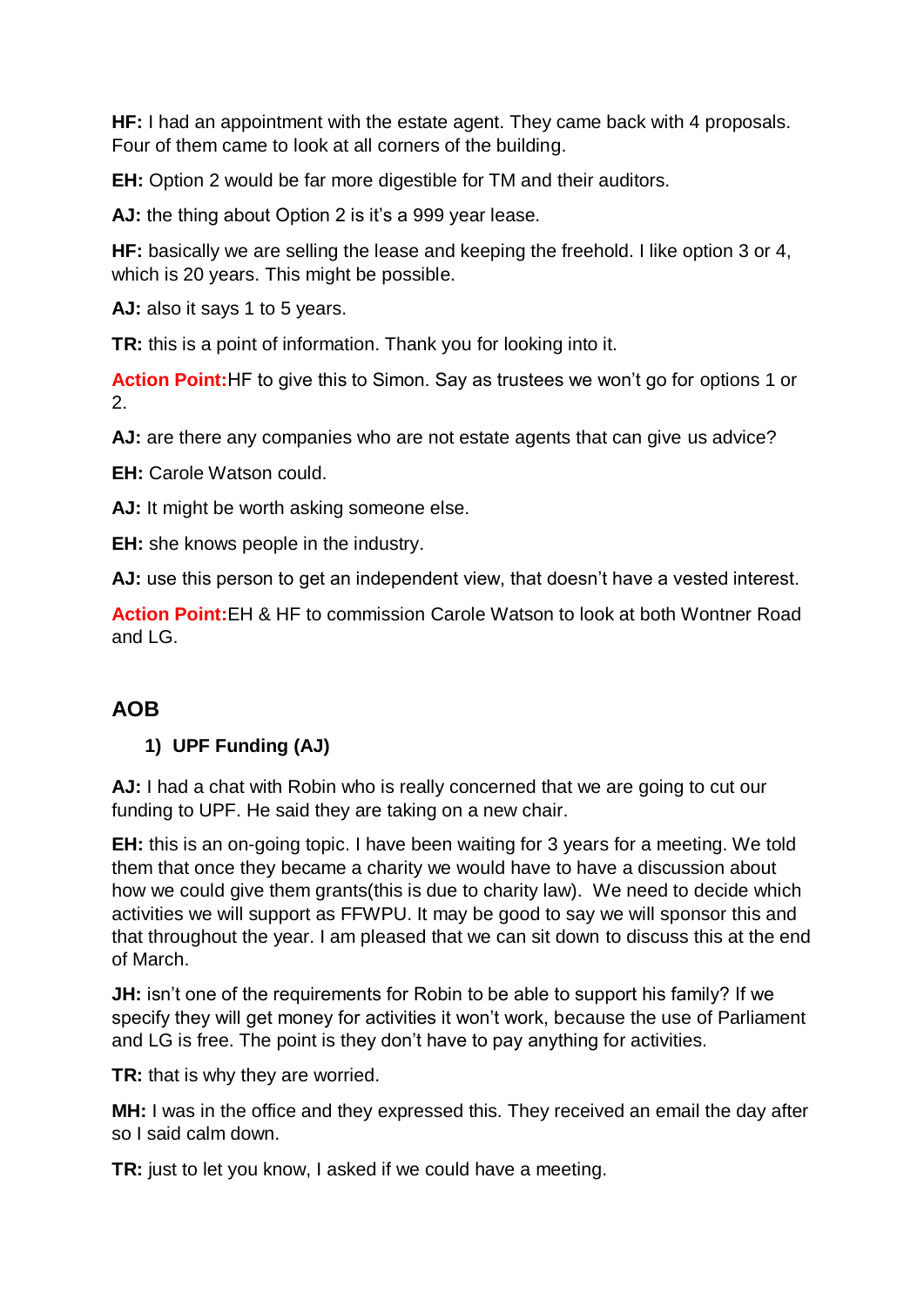**HF:** I had an appointment with the estate agent. They came back with 4 proposals. Four of them came to look at all corners of the building.

**EH:** Option 2 would be far more digestible for TM and their auditors.

**AJ:** the thing about Option 2 is it's a 999 year lease.

**HF:** basically we are selling the lease and keeping the freehold. I like option 3 or 4, which is 20 years. This might be possible.

**AJ:** also it says 1 to 5 years.

**TR:** this is a point of information. Thank you for looking into it.

**Action Point:** HF to give this to Simon. Say as trustees we won't go for options 1 or 2.

**AJ:** are there any companies who are not estate agents that can give us advice?

**EH:** Carole Watson could.

**AJ:** It might be worth asking someone else.

**EH:** she knows people in the industry.

**AJ:** use this person to get an independent view, that doesn't have a vested interest.

**Action Point:** EH & HF to commission Carole Watson to look at both Wontner Road and LG.

## AOB

1) **UPF Funding (AJ)**

**AJ:** I had a chat with Robin who is really concerned that we are going to cut our funding to UPF. He said they are taking on a new chair.

**EH:** this is an on-going topic. I have been waiting for 3 years for a meeting. We told them that once they became a charity we would have to have a discussion about how we could give them grants(this is due to charity law). We need to decide which activities we will support as FFWPU. It may be good to say we will sponsor this and that throughout the year. I am pleased that we can sit down to discuss this at the end of March.

**JH:** isn't one of the requirements for Robin to be able to support his family? If we specify they will get money for activities it won't work, because the use of Parliament and LG is free. The point is they don't have to pay anything for activities.

**TR:** that is why they are worried.

**MH:** I was in the office and they expressed this. They received an email the day after so I said calm down.

**TR:** just to let you know, I asked if we could have a meeting.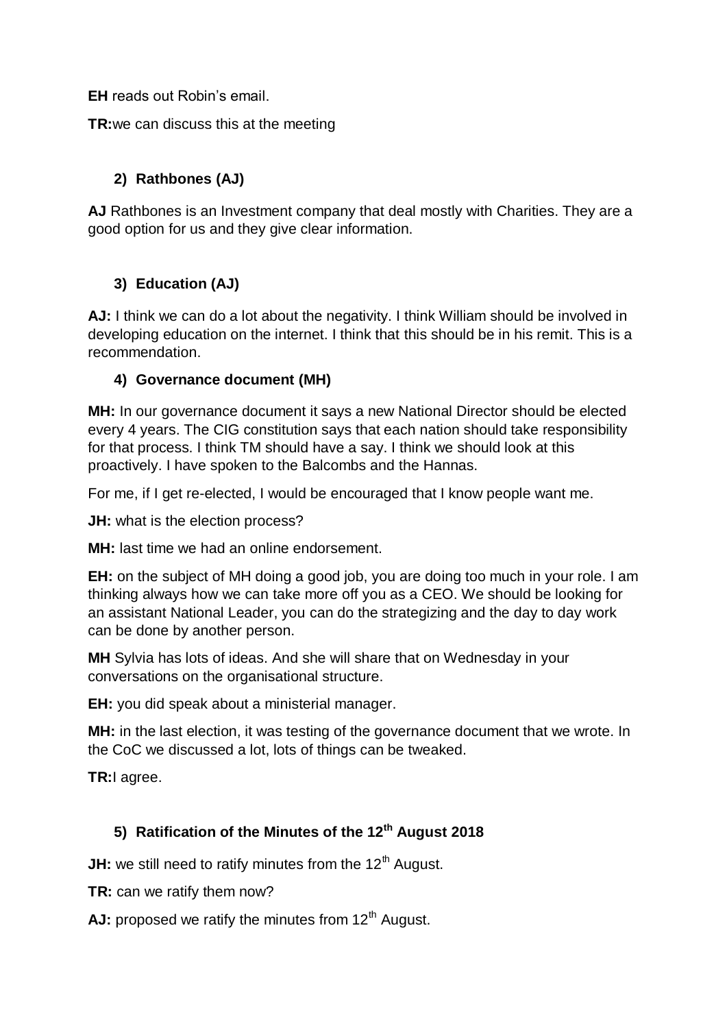**EH** reads out Robin's email.

**TR:**we can discuss this at the meeting

## 2) Rathbones (AJ)

**AJ** Rathbones is an Investment company that deal mostly with Charities. They are a good option for us and they give clear information.

## 3) Education (AJ)

**AJ:** I think we can do a lot about the negativity. I think William should be involved in developing education on the internet. I think that this should be in his remit. This is a recommendation.

## 4) Governance document (MH)

**MH:** In our governance document it says a new National Director should be elected every 4 years. The CIG constitution says that each nation should take responsibility for that process. I think TM should have a say. I think we should look at this proactively. I have spoken to the Balcombs and the Hannas.

For me, if I get re-elected, I would be encouraged that I know people want me.

**JH:** what is the election process?

**MH:** last time we had an online endorsement.

**EH:** on the subject of MH doing a good job, you are doing too much in your role. I am thinking always how we can take more off you as a CEO. We should be looking for an assistant National Leader, you can do the strategizing and the day to day work can be done by another person.

**MH** Sylvia has lots of ideas. And she will share that on Wednesday in your conversations on the organisational structure.

**EH:** you did speak about a ministerial manager.

**MH:** in the last election, it was testing of the governance document that we wrote. In the CoC we discussed a lot, lots of things can be tweaked.

**TR:**I agree.

## 5) Ratification of the Minutes of the 12th August 2018

**JH:** we still need to ratify minutes from the 12th August.

**TR:** can we ratify them now?

**AJ:** proposed we ratify the minutes from 12th August.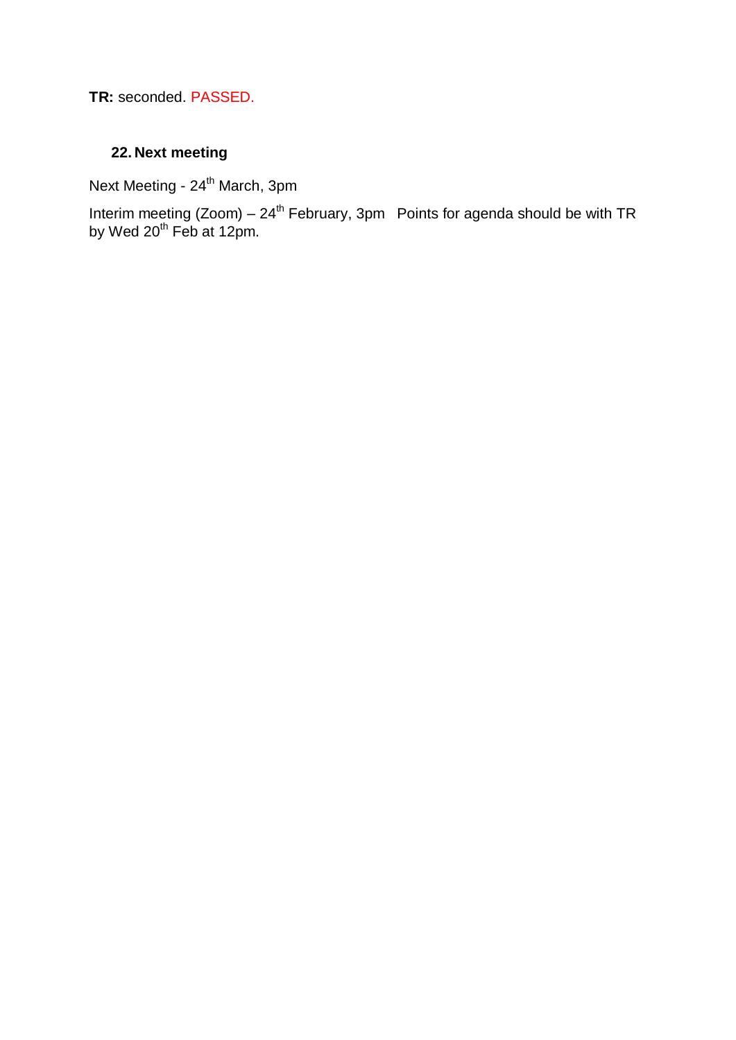**TR:** seconded. PASSED.

## 22. Next meeting

Next Meeting - 24th March, 3pm

Interim meeting (Zoom) – 24th February, 3pm Points for agenda should be with TR by Wed 20th Feb at 12pm.